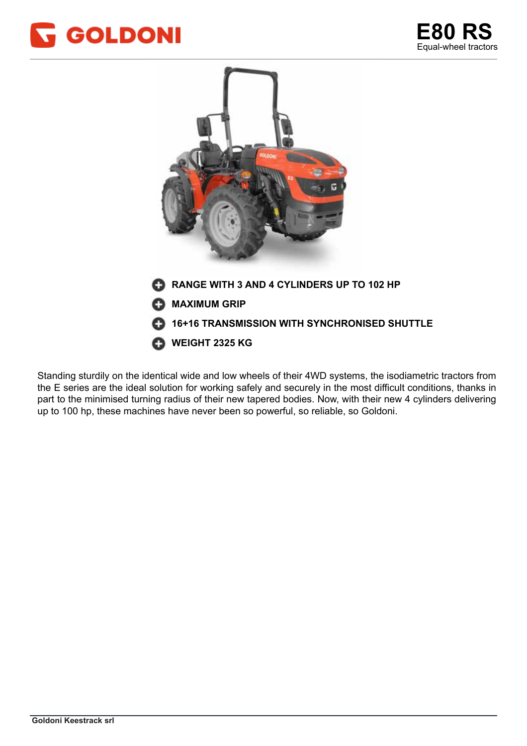# GOLDONI

# E80 RS

Equal-wheel tractors

- **RANGE WITH 3 AND 4 CYLINDERS UP TO 102 HP**
- **MAXIMUM GRIP**
- **16+16 TRANSMISSION WITH SYNCHRONISED SHUTTLE**
- **WEIGHT 2325 KG**

Standing sturdily on the identical wide and low wheels of their 4WD systems, the isodiametric tractors from the E series are the ideal solution for working safely and securely in the most difficult conditions, thanks in part to the minimised turning radius of their new tapered bodies. Now, with their new 4 cylinders delivering up to 100 hp, these machines have never been so powerful, so reliable, so Goldoni.

**Goldoni Keestrack srl**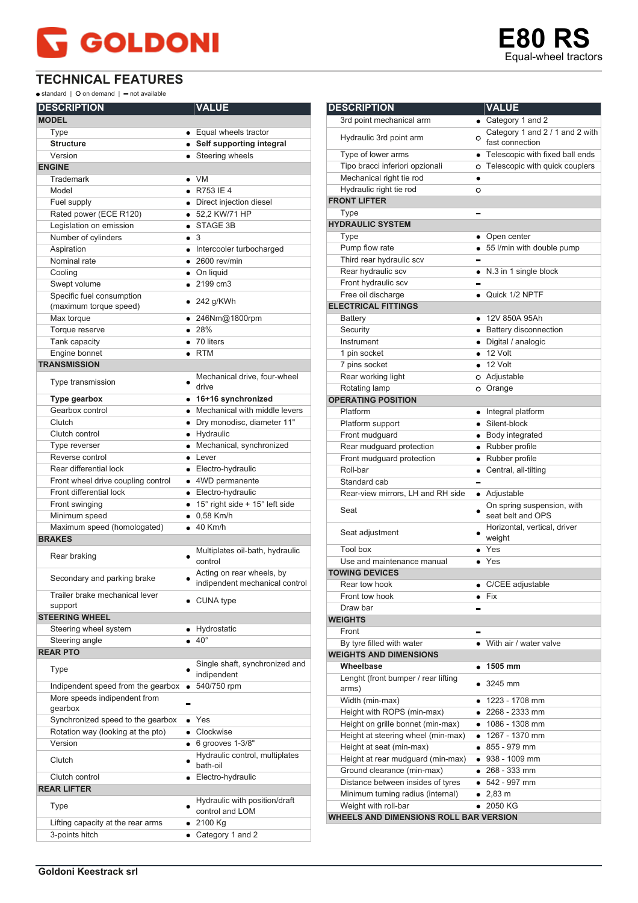# GOLDONI

## E80 RS
Equal-wheel tractors

## TECHNICAL FEATURES

● standard | O on demand | – not available

| DESCRIPTION | | VALUE |
|---|---|---|
| **MODEL** | | |
| Type | ● | Equal wheels tractor |
| **Structure** | ● | **Self supporting integral** |
| Version | ● | Steering wheels |
| **ENGINE** | | |
| Trademark | ● | VM |
| Model | ● | R753 IE 4 |
| Fuel supply | ● | Direct injection diesel |
| Rated power (ECE R120) | ● | 52,2 KW/71 HP |
| Legislation on emission | ● | STAGE 3B |
| Number of cylinders | ● | 3 |
| Aspiration | ● | Intercooler turbocharged |
| Nominal rate | ● | 2600 rev/min |
| Cooling | ● | On liquid |
| Swept volume | ● | 2199 cm3 |
| Specific fuel consumption (maximum torque speed) | ● | 242 g/KWh |
| Max torque | ● | 246Nm@1800rpm |
| Torque reserve | ● | 28% |
| Tank capacity | ● | 70 liters |
| Engine bonnet | ● | RTM |
| **TRANSMISSION** | | |
| Type transmission | ● | Mechanical drive, four-wheel drive |
| **Type gearbox** | ● | **16+16 synchronized** |
| Gearbox control | ● | Mechanical with middle levers |
| Clutch | ● | Dry monodisc, diameter 11" |
| Clutch control | ● | Hydraulic |
| Type reverser | ● | Mechanical, synchronized |
| Reverse control | ● | Lever |
| Rear differential lock | ● | Electro-hydraulic |
| Front wheel drive coupling control | ● | 4WD permanente |
| Front differential lock | ● | Electro-hydraulic |
| Front swinging | ● | 15° right side + 15° left side |
| Minimum speed | ● | 0,58 Km/h |
| Maximum speed (homologated) | ● | 40 Km/h |
| **BRAKES** | | |
| Rear braking | ● | Multiplates oil-bath, hydraulic control |
| Secondary and parking brake | ● | Acting on rear wheels, by independent mechanical control |
| Trailer brake mechanical lever support | ● | CUNA type |
| **STEERING WHEEL** | | |
| Steering wheel system | ● | Hydrostatic |
| Steering angle | ● | 40° |
| **REAR PTO** | | |
| Type | ● | Single shaft, synchronized and indipendent |
| Indipendent speed from the gearbox | ● | 540/750 rpm |
| More speeds indipendent from gearbox | – | |
| Synchronized speed to the gearbox | ● | Yes |
| Rotation way (looking at the pto) | ● | Clockwise |
| Version | ● | 6 grooves 1-3/8" |
| Clutch | ● | Hydraulic control, multiplates bath-oil |
| Clutch control | ● | Electro-hydraulic |
| **REAR LIFTER** | | |
| Type | ● | Hydraulic with position/draft control and LOM |
| Lifting capacity at the rear arms | ● | 2100 Kg |
| 3-points hitch | ● | Category 1 and 2 |
| 3rd point mechanical arm | ● | Category 1 and 2 |
| Hydraulic 3rd point arm | O | Category 1 and 2 / 1 and 2 with fast connection |
| Type of lower arms | ● | Telescopic with fixed ball ends |
| Tipo bracci inferiori opzionali | O | Telescopic with quick couplers |
| Mechanical right tie rod | ● | |
| Hydraulic right tie rod | O | |
| **FRONT LIFTER** | | |
| Type | – | |
| **HYDRAULIC SYSTEM** | | |
| Type | ● | Open center |
| Pump flow rate | ● | 55 l/min with double pump |
| Third rear hydraulic scv | – | |
| Rear hydraulic scv | ● | N.3 in 1 single block |
| Front hydraulic scv | – | |
| Free oil discharge | ● | Quick 1/2 NPTF |
| **ELECTRICAL FITTINGS** | | |
| Battery | ● | 12V 850A 95Ah |
| Security | ● | Battery disconnection |
| Instrument | ● | Digital / analogic |
| 1 pin socket | ● | 12 Volt |
| 7 pins socket | ● | 12 Volt |
| Rear working light | O | Adjustable |
| Rotating lamp | O | Orange |
| **OPERATING POSITION** | | |
| Platform | ● | Integral platform |
| Platform support | ● | Silent-block |
| Front mudguard | ● | Body integrated |
| Rear mudguard protection | ● | Rubber profile |
| Front mudguard protection | ● | Rubber profile |
| Roll-bar | ● | Central, all-tilting |
| Standard cab | – | |
| Rear-view mirrors, LH and RH side | ● | Adjustable |
| Seat | ● | On spring suspension, with seat belt and OPS |
| Seat adjustment | ● | Horizontal, vertical, driver weight |
| Tool box | ● | Yes |
| Use and maintenance manual | ● | Yes |
| **TOWING DEVICES** | | |
| Rear tow hook | ● | C/CEE adjustable |
| Front tow hook | ● | Fix |
| Draw bar | – | |
| **WEIGHTS** | | |
| Front | – | |
| By tyre filled with water | ● | With air / water valve |
| **WEIGHTS AND DIMENSIONS** | | |
| **Wheelbase** | ● | **1505 mm** |
| Lenght (front bumper / rear lifting arms) | ● | 3245 mm |
| Width (min-max) | ● | 1223 - 1708 mm |
| Height with ROPS (min-max) | ● | 2268 - 2333 mm |
| Height on grille bonnet (min-max) | ● | 1086 - 1308 mm |
| Height at steering wheel (min-max) | ● | 1267 - 1370 mm |
| Height at seat (min-max) | ● | 855 - 979 mm |
| Height at rear mudguard (min-max) | ● | 938 - 1009 mm |
| Ground clearance (min-max) | ● | 268 - 333 mm |
| Distance between insides of tyres | ● | 542 - 997 mm |
| Minimum turning radius (internal) | ● | 2,83 m |
| Weight with roll-bar | ● | 2050 KG |
| **WHEELS AND DIMENSIONS ROLL BAR VERSION** | | |

Goldoni Keestrack srl